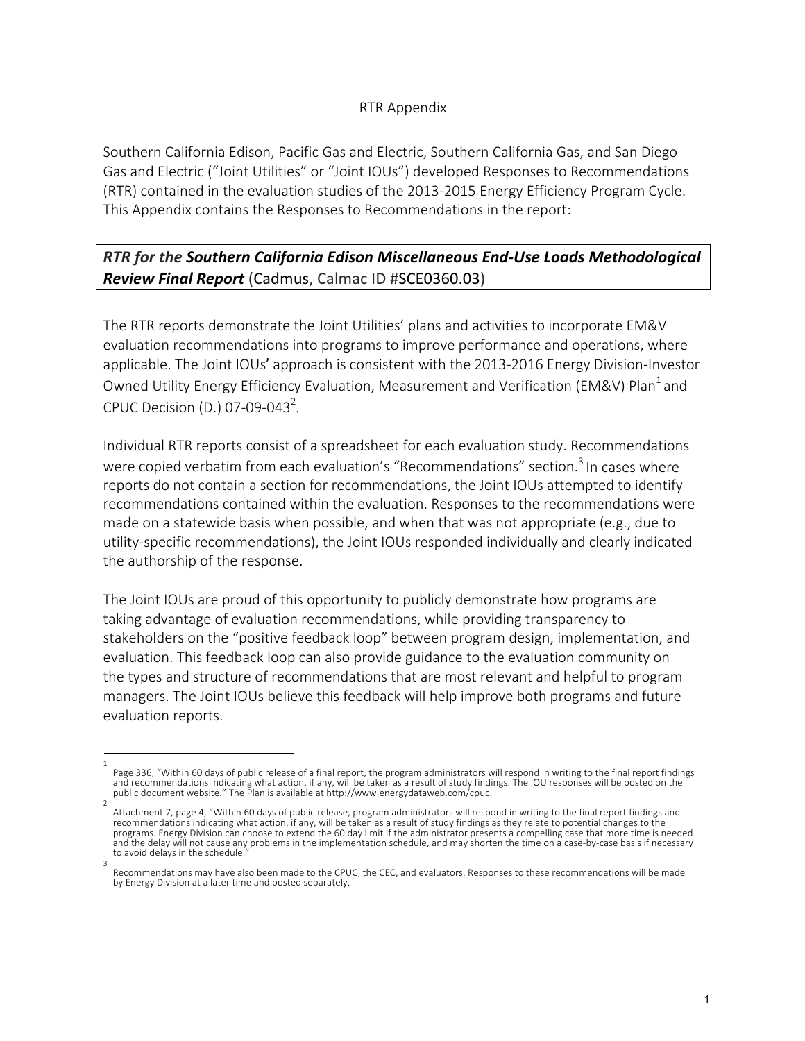# RTR Appendix

Southern California Edison, Pacific Gas and Electric, Southern California Gas, and San Diego Gas and Electric ("Joint Utilities" or "Joint IOUs") developed Responses to Recommendations (RTR) contained in the evaluation studies of the 2013-2015 Energy Efficiency Program Cycle. This Appendix contains the Responses to Recommendations in the report:

***RTR for the Southern California Edison Miscellaneous End-Use Loads Methodological Review Final Report*** (Cadmus, Calmac ID #SCE0360.03)

The RTR reports demonstrate the Joint Utilities' plans and activities to incorporate EM&V evaluation recommendations into programs to improve performance and operations, where applicable. The Joint IOUs' approach is consistent with the 2013-2016 Energy Division-Investor Owned Utility Energy Efficiency Evaluation, Measurement and Verification (EM&V) Plan[1] and CPUC Decision (D.) 07-09-043[2].

Individual RTR reports consist of a spreadsheet for each evaluation study. Recommendations were copied verbatim from each evaluation's "Recommendations" section.[3] In cases where reports do not contain a section for recommendations, the Joint IOUs attempted to identify recommendations contained within the evaluation. Responses to the recommendations were made on a statewide basis when possible, and when that was not appropriate (e.g., due to utility-specific recommendations), the Joint IOUs responded individually and clearly indicated the authorship of the response.

The Joint IOUs are proud of this opportunity to publicly demonstrate how programs are taking advantage of evaluation recommendations, while providing transparency to stakeholders on the "positive feedback loop" between program design, implementation, and evaluation. This feedback loop can also provide guidance to the evaluation community on the types and structure of recommendations that are most relevant and helpful to program managers. The Joint IOUs believe this feedback will help improve both programs and future evaluation reports.

---

[1] Page 336, "Within 60 days of public release of a final report, the program administrators will respond in writing to the final report findings and recommendations indicating what action, if any, will be taken as a result of study findings. The IOU responses will be posted on the public document website." The Plan is available at http://www.energydataweb.com/cpuc.

[2] Attachment 7, page 4, "Within 60 days of public release, program administrators will respond in writing to the final report findings and recommendations indicating what action, if any, will be taken as a result of study findings as they relate to potential changes to the programs. Energy Division can choose to extend the 60 day limit if the administrator presents a compelling case that more time is needed and the delay will not cause any problems in the implementation schedule, and may shorten the time on a case-by-case basis if necessary to avoid delays in the schedule."

[3] Recommendations may have also been made to the CPUC, the CEC, and evaluators. Responses to these recommendations will be made by Energy Division at a later time and posted separately.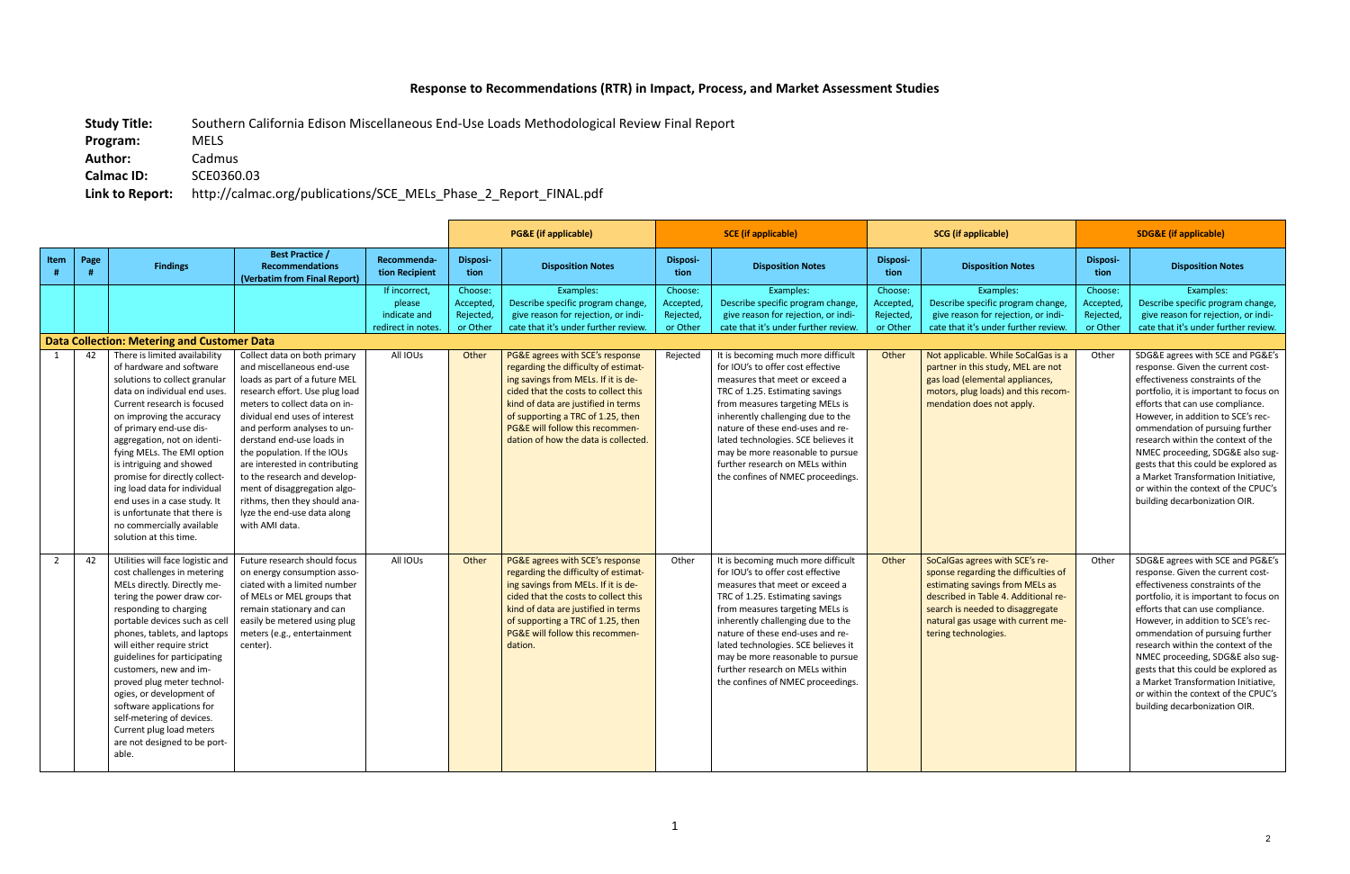# Response to Recommendations (RTR) in Impact, Process, and Market Assessment Studies

**Study Title:** Southern California Edison Miscellaneous End-Use Loads Methodological Review Final Report
**Program:** MELS
**Author:** Cadmus
**Calmac ID:** SCE0360.03
**Link to Report:** http://calmac.org/publications/SCE_MELs_Phase_2_Report_FINAL.pdf

| | | | | | PG&E (if applicable) | | SCE (if applicable) | | SCG (if applicable) | | SDG&E (if applicable) | |
|---|---|---|---|---|---|---|---|---|---|---|---|---|
| Item # | Page # | Findings | Best Practice / Recommendations (Verbatim from Final Report) | Recommendation Recipient | Disposition | Disposition Notes | Disposition | Disposition Notes | Disposition | Disposition Notes | Disposition | Disposition Notes |
| | | | | If incorrect, please indicate and redirect in notes. | Choose: Accepted, Rejected, or Other | Examples: Describe specific program change, give reason for rejection, or indicate that it's under further review. | Choose: Accepted, Rejected, or Other | Examples: Describe specific program change, give reason for rejection, or indicate that it's under further review. | Choose: Accepted, Rejected, or Other | Examples: Describe specific program change, give reason for rejection, or indicate that it's under further review. | Choose: Accepted, Rejected, or Other | Examples: Describe specific program change, give reason for rejection, or indicate that it's under further review. |
| **Data Collection: Metering and Customer Data** | | | | | | | | | | | | |
| 1 | 42 | There is limited availability of hardware and software solutions to collect granular data on individual end uses. Current research is focused on improving the accuracy of primary end-use disaggregation, not on identifying MELs. The EMI option is intriguing and showed promise for directly collecting load data for individual end uses in a case study. It is unfortunate that there is no commercially available solution at this time. | Collect data on both primary and miscellaneous end-use loads as part of a future MEL research effort. Use plug load meters to collect data on individual end uses of interest and perform analyses to understand end-use loads in a case the population. If the IOUs are interested in contributing to the research and development of disaggregation algorithms, then they should analyze the end-use data along with AMI data. | All IOUs | Other | PG&E agrees with SCE's response regarding the difficulty of estimating savings from MELs. If it is decided that the costs to collect this kind of data are justified in terms of supporting a TRC of 1.25, then PG&E will follow this recommendation of how the data is collected. | Rejected | It is becoming much more difficult for IOU's to offer cost effective measures that meet or exceed a TRC of 1.25. Estimating savings from measures targeting MELs is inherently challenging due to the nature of these end-uses and related technologies. SCE believes it may be more reasonable to pursue further research on MELs within the confines of NMEC proceedings. | Other | Not applicable. While SoCalGas is a partner in this study, MEL are not gas load (elemental appliances, motors, plug loads) and this recommendation does not apply. | Other | SDG&E agrees with SCE and PG&E's response. Given the current cost-effectiveness constraints of the portfolio, it is important to focus on efforts that can use compliance. However, in addition to SCE's recommendation of pursuing further research within the context of the NMEC proceeding, SDG&E also suggests that this could be explored as a Market Transformation Initiative, or within the context of the CPUC's building decarbonization OIR. |
| 2 | 42 | Utilities will face logistic and cost challenges in metering MELs directly. Directly metering the power draw corresponding to charging portable devices such as cell phones, tablets, and laptops will either require strict guidelines for participating customers, new and improved plug meter technologies, or development of software applications for self-metering of devices. Current plug load meters are not designed to be portable. | Future research should focus on energy consumption associated with a limited number of MELs or MEL groups that remain stationary and can easily be metered using plug meters (e.g., entertainment center). | All IOUs | Other | PG&E agrees with SCE's response regarding the difficulty of estimating savings from MELs. If it is decided that the costs to collect this kind of data are justified in terms of supporting a TRC of 1.25, then PG&E will follow this recommendation. | Other | It is becoming much more difficult for IOU's to offer cost effective measures that meet or exceed a TRC of 1.25. Estimating savings from measures targeting MELs is inherently challenging due to the nature of these end-uses and related technologies. SCE believes it may be more reasonable to pursue further research on MELs within the confines of NMEC proceedings. | Other | SoCalGas agrees with SCE's response regarding the difficulties of estimating savings from MELs as described in Table 4. Additional research is needed to disaggregate natural gas usage with current metering technologies. | Other | SDG&E agrees with SCE and PG&E's response. Given the current cost-effectiveness constraints of the portfolio, it is important to focus on efforts that can use compliance. However, in addition to SCE's recommendation of pursuing further research within the context of the NMEC proceeding, SDG&E also suggests that this could be explored as a Market Transformation Initiative, or within the context of the CPUC's building decarbonization OIR. |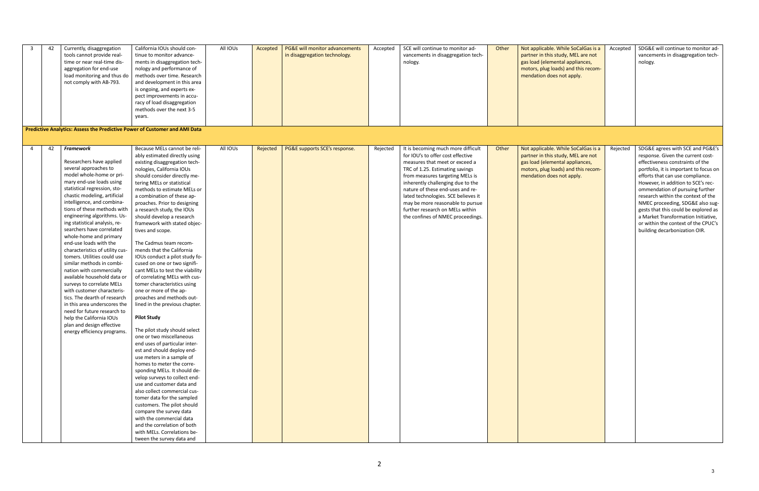| 3 | 42 | Currently, disaggregation tools cannot provide real-time or near real-time disaggregation for end-use load monitoring and thus do not comply with AB-793. | California IOUs should continue to monitor advancements in disaggregation technology and performance of methods over time. Research and development in this area is ongoing, and experts expect improvements in accuracy of load disaggregation methods over the next 3-5 years. | All IOUs | Accepted | PG&E will monitor advancements in disaggregation technology. | Accepted | SCE will continue to monitor advancements in disaggregation technology. | Other | Not applicable. While SoCalGas is a partner in this study, MEL are not gas load (elemental appliances, motors, plug loads) and this recommendation does not apply. | Accepted | SDG&E will continue to monitor advancements in disaggregation technology. |
|---|---|---|---|---|---|---|---|---|---|---|---|---|
| **Predictive Analytics: Assess the Predictive Power of Customer and AMI Data** | | | | | | | | | | | | |
| 4 | 42 | ***Framework***<br><br>Researchers have applied several approaches to model whole-home or primary end-use loads using statistical regression, stochastic modeling, artificial intelligence, and combinations of these methods with engineering algorithms. Using statistical analysis, researchers have correlated whole-home and primary end-use loads with the characteristics of utility customers. Utilities could use similar methods in combination with commercially available household data or surveys to correlate MELs with customer characteristics. The dearth of research in this area underscores the need for future research to help the California IOUs plan and design effective energy efficiency programs. | Because MELs cannot be reliably estimated directly using existing disaggregation technologies, California IOUs should consider directly metering MELs or statistical methods to estimate MELs or a combination of these approaches. Prior to designing a research study, the IOUs should develop a research framework with stated objectives and scope.<br><br>The Cadmus team recommends that the California IOUs conduct a pilot study focused on one or two significant MELs to test the viability of correlating MELs with customer characteristics using one or more of the approaches and methods outlined in the previous chapter.<br><br>**Pilot Study**<br><br>The pilot study should select one or two miscellaneous end uses of particular interest and should deploy end-use meters in a sample of homes to meter the corresponding MELs. It should develop surveys to collect end-use and customer data and also collect commercial customer data for the sampled customers. The pilot should compare the survey data with the commercial data and the correlation of both with MELs. Correlations between the survey data and | All IOUs | Rejected | PG&E supports SCE's response. | Rejected | It is becoming much more difficult for IOU's to offer cost effective measures that meet or exceed a TRC of 1.25. Estimating savings from measures targeting MELs is inherently challenging due to the nature of these end-uses and related technologies. SCE believes it may be more reasonable to pursue further research on MELs within the confines of NMEC proceedings. | Other | Not applicable. While SoCalGas is a partner in this study, MEL are not gas load (elemental appliances, motors, plug loads) and this recommendation does not apply. | Rejected | SDG&E agrees with SCE and PG&E's response. Given the current cost-effectiveness constraints of the portfolio, it is important to focus on efforts that can use compliance. However, in addition to SCE's recommendation of pursuing further research within the context of the NMEC proceeding, SDG&E also suggests that this could be explored as a Market Transformation Initiative, or within the context of the CPUC's building decarbonization OIR. |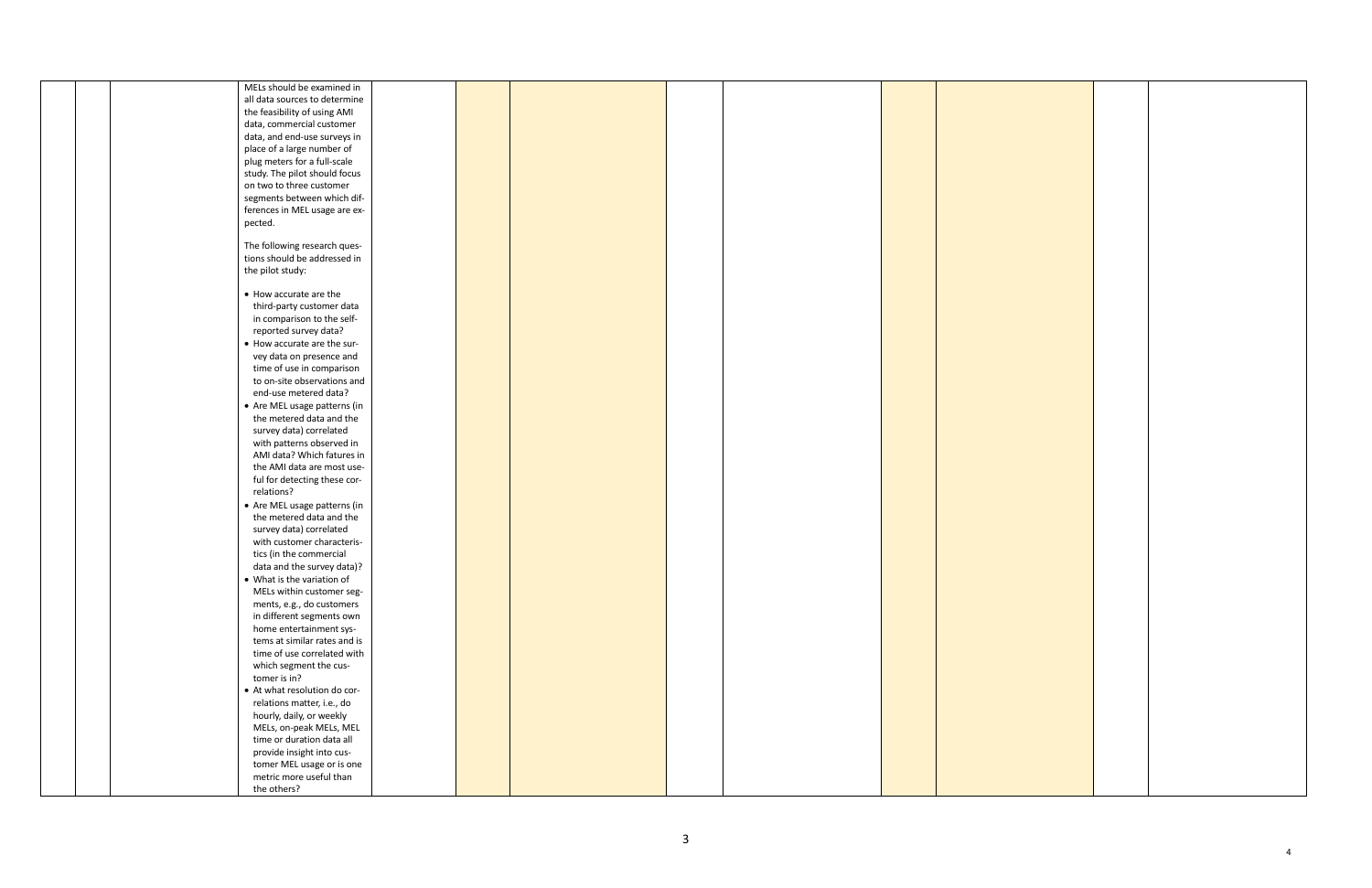| | | | | | | | | | | | | |
|---|---|---|---|---|---|---|---|---|---|---|---|---|
| | | | MELs should be examined in all data sources to determine the feasibility of using AMI data, commercial customer data, and end-use surveys in place of a large number of plug meters for a full-scale study. The pilot should focus on two to three customer segments between which differences in MEL usage are expected.<br><br>The following research questions should be addressed in the pilot study:<br><br>• How accurate are the third-party customer data in comparison to the self-reported survey data?<br>• How accurate are the survey data on presence and time of use in comparison to on-site observations and end-use metered data?<br>• Are MEL usage patterns (in the metered data and the survey data) correlated with patterns observed in AMI data? Which fatures in the AMI data are most useful for detecting these correlations?<br>• Are MEL usage patterns (in the metered data and the survey data) correlated with customer characteristics (in the commercial data and the survey data)?<br>• What is the variation of MELs within customer segments, e.g., do customers in different segments own home entertainment systems at similar rates and is time of use correlated with which segment the customer is in?<br>• At what resolution do correlations matter, i.e., do hourly, daily, or weekly MELs, on-peak MELs, MEL time or duration data all provide insight into customer MEL usage or is one metric more useful than the others? | | | | | | | | | |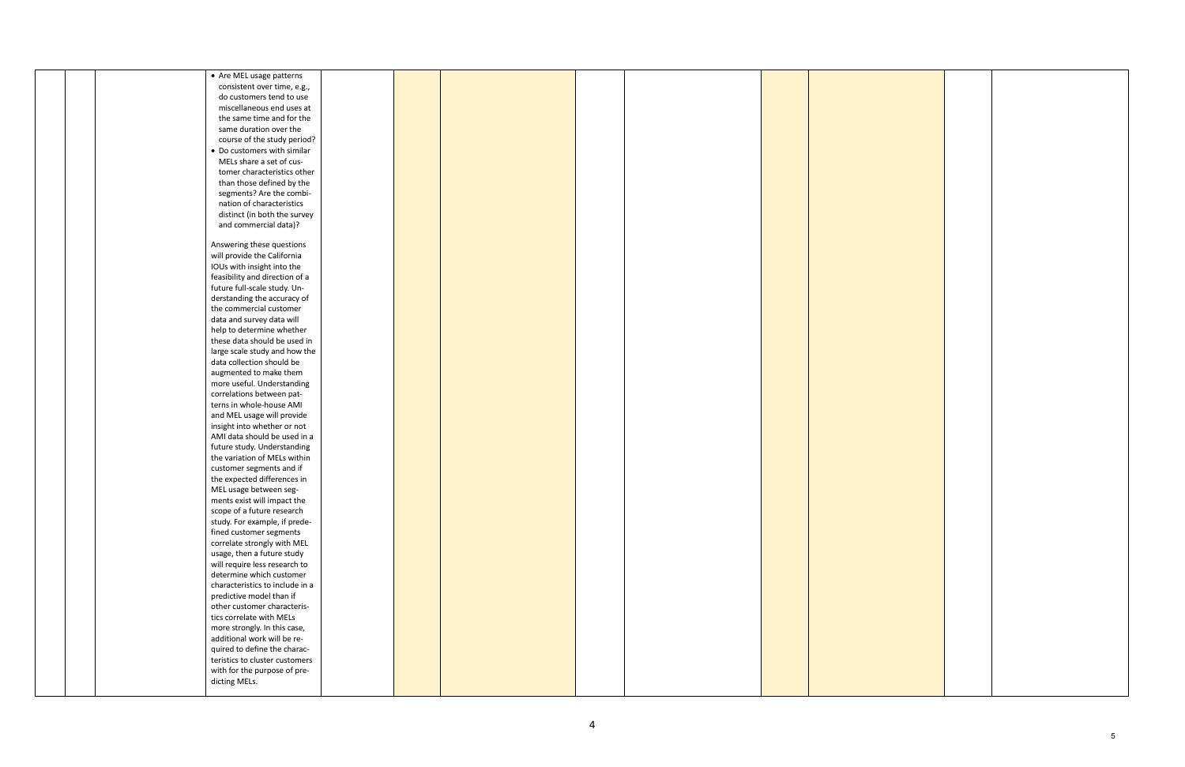| | | | | | | | | | | | | |
|---|---|---|---|---|---|---|---|---|---|---|---|---|
| | | | • Are MEL usage patterns consistent over time, e.g., do customers tend to use miscellaneous end uses at the same time and for the same duration over the course of the study period?<br>• Do customers with similar MELs share a set of customer characteristics other than those defined by the segments? Are the combination of characteristics distinct (in both the survey and commercial data)?<br><br>Answering these questions will provide the California IOUs with insight into the feasibility and direction of a future full-scale study. Understanding the accuracy of the commercial customer data and survey data will help to determine whether these data should be used in large scale study and how the data collection should be augmented to make them more useful. Understanding correlations between patterns in whole-house AMI and MEL usage will provide insight into whether or not AMI data should be used in a future study. Understanding the variation of MELs within customer segments and if the expected differences in MEL usage between segments exist will impact the scope of a future research study. For example, if predefined customer segments correlate strongly with MEL usage, then a future study will require less research to determine which customer characteristics to include in a predictive model than if other customer characteristics correlate with MELs more strongly. In this case, additional work will be required to define the characteristics to cluster customers with for the purpose of predicting MELs. | | | | | | | | | |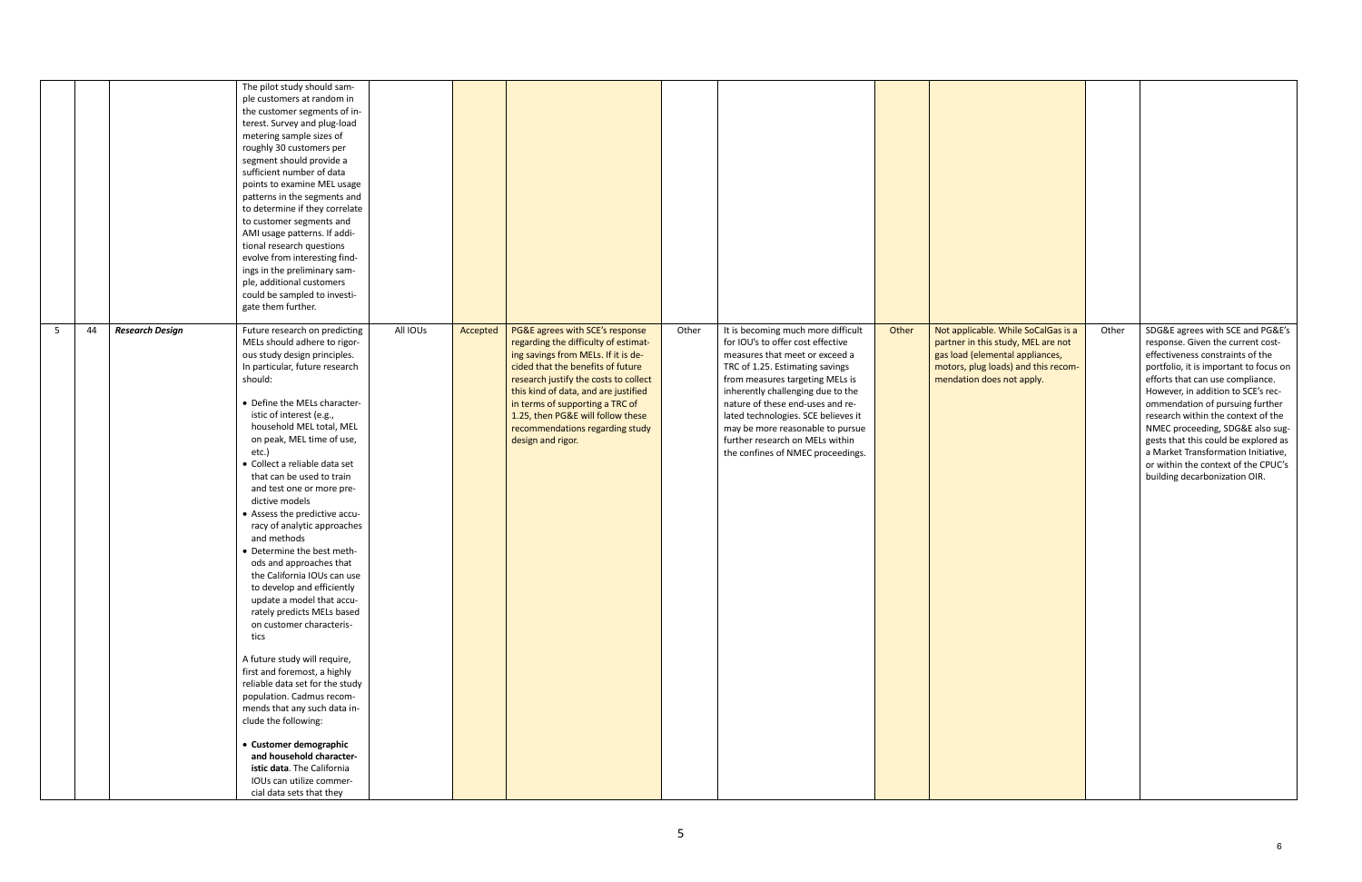| | | | | | | | | | | | | |
|---|---|---|---|---|---|---|---|---|---|---|---|---|
| | | | The pilot study should sample customers at random in the customer segments of interest. Survey and plug-load metering sample sizes of roughly 30 customers per segment should provide a sufficient number of data points to examine MEL usage patterns in the segments and to determine if they correlate to customer segments and AMI usage patterns. If additional research questions evolve from interesting findings in the preliminary sample, additional customers could be sampled to investigate them further. | | | | | | | | | |
| 5 | 44 | ***Research Design*** | Future research on predicting MELs should adhere to rigorous study design principles. In particular, future research should:<br><br>• Define the MELs characteristic of interest (e.g., household MEL total, MEL on peak, MEL time of use, etc.)<br>• Collect a reliable data set that can be used to train and test one or more predictive models<br>• Assess the predictive accuracy of analytic approaches and methods<br>• Determine the best methods and approaches that the California IOUs can use to develop and efficiently update a model that accurately predicts MELs based on customer characteristics<br><br>A future study will require, first and foremost, a highly reliable data set for the study population. Cadmus recommends that any such data include the following:<br><br>• **Customer demographic and household characteristic data**. The California IOUs can utilize commercial data sets that they | All IOUs | Accepted | PG&E agrees with SCE's response regarding the difficulty of estimating savings from MELs. If it is decided that the benefits of future research justify the costs to collect this kind of data, and are justified in terms of supporting a TRC of 1.25, then PG&E will follow these recommendations regarding study design and rigor. | Other | It is becoming much more difficult for IOU's to offer cost effective measures that meet or exceed a TRC of 1.25. Estimating savings from measures targeting MELs is inherently challenging due to the nature of these end-uses and related technologies. SCE believes it may be more reasonable to pursue further research on MELs within the confines of NMEC proceedings. | Other | Not applicable. While SoCalGas is a partner in this study, MEL are not gas load (elemental appliances, motors, plug loads) and this recommendation does not apply. | Other | SDG&E agrees with SCE and PG&E's response. Given the current cost-effectiveness constraints of the portfolio, it is important to focus on efforts that can use compliance. However, in addition to SCE's recommendation of pursuing further research within the context of the NMEC proceeding, SDG&E also suggests that this could be explored as a Market Transformation Initiative, or within the context of the CPUC's building decarbonization OIR. |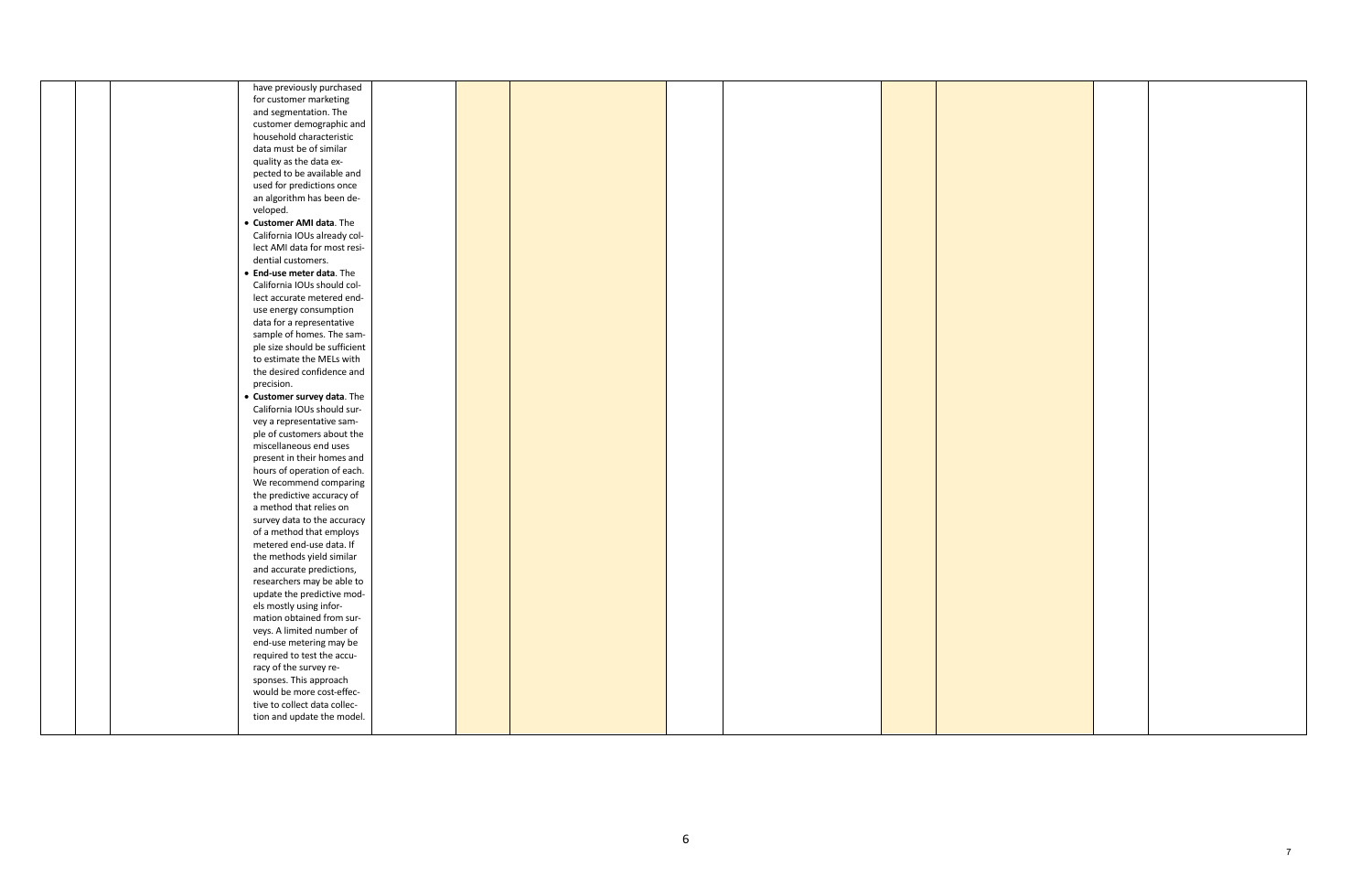| | | | | | | | | | | | | |
|---|---|---|---|---|---|---|---|---|---|---|---|---|
| | | | have previously purchased for customer marketing and segmentation. The customer demographic and household characteristic data must be of similar quality as the data expected to be available and used for predictions once an algorithm has been developed.<br>• **Customer AMI data**. The California IOUs already collect AMI data for most residential customers.<br>• **End-use meter data**. The California IOUs should collect accurate metered end-use energy consumption data for a representative sample of homes. The sample size should be sufficient to estimate the MELs with the desired confidence and precision.<br>• **Customer survey data**. The California IOUs should survey a representative sample of customers about the miscellaneous end uses present in their homes and hours of operation of each. We recommend comparing the predictive accuracy of a method that relies on survey data to the accuracy of a method that employs metered end-use data. If the methods yield similar and accurate predictions, researchers may be able to update the predictive models mostly using information obtained from surveys. A limited number of end-use metering may be required to test the accuracy of the survey responses. This approach would be more cost-effective to collect data collection and update the model. | | | | | | | | | |